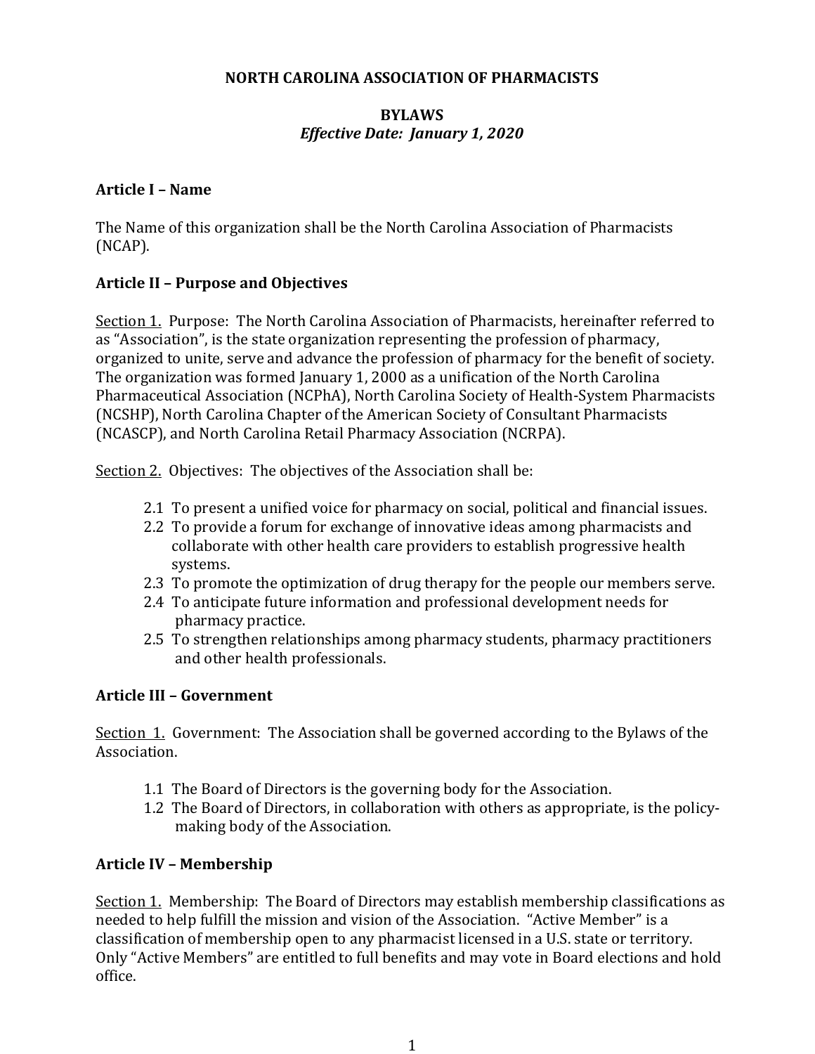# NORTH CAROLINA ASSOCIATION OF PHARMACISTS

## BYLAWS
*Effective Date: January 1, 2020*

### Article I – Name

The Name of this organization shall be the North Carolina Association of Pharmacists (NCAP).

### Article II – Purpose and Objectives

Section 1. Purpose: The North Carolina Association of Pharmacists, hereinafter referred to as "Association", is the state organization representing the profession of pharmacy, organized to unite, serve and advance the profession of pharmacy for the benefit of society. The organization was formed January 1, 2000 as a unification of the North Carolina Pharmaceutical Association (NCPhA), North Carolina Society of Health-System Pharmacists (NCSHP), North Carolina Chapter of the American Society of Consultant Pharmacists (NCASCP), and North Carolina Retail Pharmacy Association (NCRPA).

Section 2. Objectives: The objectives of the Association shall be:

2.1 To present a unified voice for pharmacy on social, political and financial issues.
2.2 To provide a forum for exchange of innovative ideas among pharmacists and collaborate with other health care providers to establish progressive health systems.
2.3 To promote the optimization of drug therapy for the people our members serve.
2.4 To anticipate future information and professional development needs for pharmacy practice.
2.5 To strengthen relationships among pharmacy students, pharmacy practitioners and other health professionals.

### Article III – Government

Section 1. Government: The Association shall be governed according to the Bylaws of the Association.

1.1 The Board of Directors is the governing body for the Association.
1.2 The Board of Directors, in collaboration with others as appropriate, is the policy-making body of the Association.

### Article IV – Membership

Section 1. Membership: The Board of Directors may establish membership classifications as needed to help fulfill the mission and vision of the Association. "Active Member" is a classification of membership open to any pharmacist licensed in a U.S. state or territory. Only "Active Members" are entitled to full benefits and may vote in Board elections and hold office.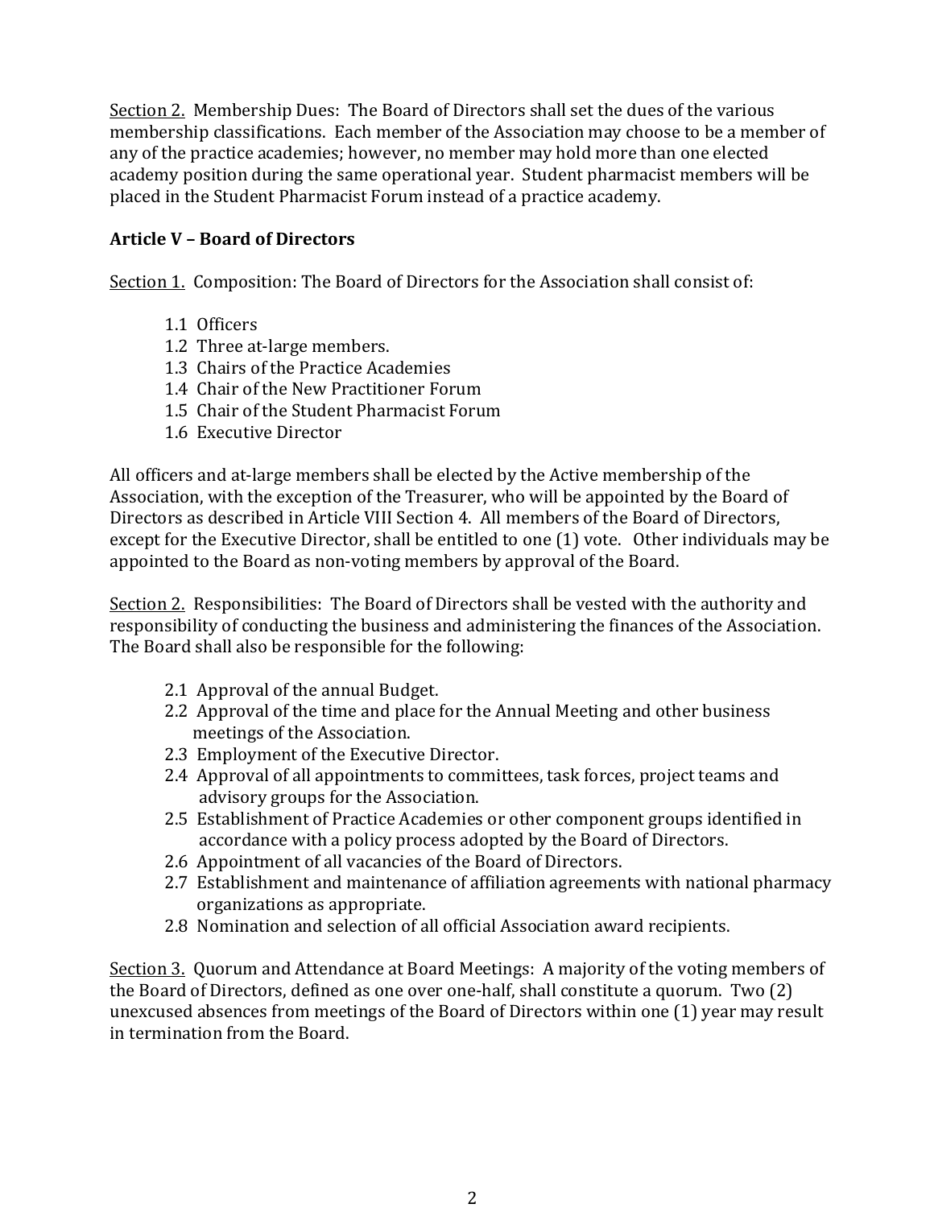Section 2. Membership Dues: The Board of Directors shall set the dues of the various membership classifications. Each member of the Association may choose to be a member of any of the practice academies; however, no member may hold more than one elected academy position during the same operational year. Student pharmacist members will be placed in the Student Pharmacist Forum instead of a practice academy.

## Article V – Board of Directors

Section 1. Composition: The Board of Directors for the Association shall consist of:

1.1 Officers
1.2 Three at-large members.
1.3 Chairs of the Practice Academies
1.4 Chair of the New Practitioner Forum
1.5 Chair of the Student Pharmacist Forum
1.6 Executive Director

All officers and at-large members shall be elected by the Active membership of the Association, with the exception of the Treasurer, who will be appointed by the Board of Directors as described in Article VIII Section 4. All members of the Board of Directors, except for the Executive Director, shall be entitled to one (1) vote. Other individuals may be appointed to the Board as non-voting members by approval of the Board.

Section 2. Responsibilities: The Board of Directors shall be vested with the authority and responsibility of conducting the business and administering the finances of the Association. The Board shall also be responsible for the following:

2.1 Approval of the annual Budget.
2.2 Approval of the time and place for the Annual Meeting and other business meetings of the Association.
2.3 Employment of the Executive Director.
2.4 Approval of all appointments to committees, task forces, project teams and advisory groups for the Association.
2.5 Establishment of Practice Academies or other component groups identified in accordance with a policy process adopted by the Board of Directors.
2.6 Appointment of all vacancies of the Board of Directors.
2.7 Establishment and maintenance of affiliation agreements with national pharmacy organizations as appropriate.
2.8 Nomination and selection of all official Association award recipients.

Section 3. Quorum and Attendance at Board Meetings: A majority of the voting members of the Board of Directors, defined as one over one-half, shall constitute a quorum. Two (2) unexcused absences from meetings of the Board of Directors within one (1) year may result in termination from the Board.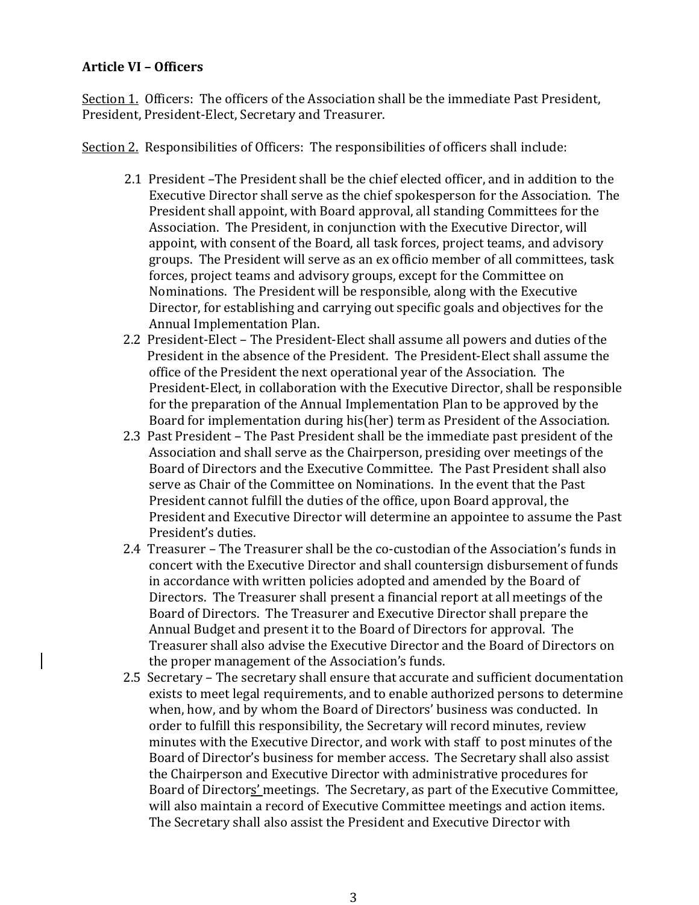**Article VI – Officers**

Section 1. Officers: The officers of the Association shall be the immediate Past President, President, President-Elect, Secretary and Treasurer.

Section 2. Responsibilities of Officers: The responsibilities of officers shall include:

2.1 President –The President shall be the chief elected officer, and in addition to the Executive Director shall serve as the chief spokesperson for the Association. The President shall appoint, with Board approval, all standing Committees for the Association. The President, in conjunction with the Executive Director, will appoint, with consent of the Board, all task forces, project teams, and advisory groups. The President will serve as an ex officio member of all committees, task forces, project teams and advisory groups, except for the Committee on Nominations. The President will be responsible, along with the Executive Director, for establishing and carrying out specific goals and objectives for the Annual Implementation Plan.

2.2 President-Elect – The President-Elect shall assume all powers and duties of the President in the absence of the President. The President-Elect shall assume the office of the President the next operational year of the Association. The President-Elect, in collaboration with the Executive Director, shall be responsible for the preparation of the Annual Implementation Plan to be approved by the Board for implementation during his(her) term as President of the Association.

2.3 Past President – The Past President shall be the immediate past president of the Association and shall serve as the Chairperson, presiding over meetings of the Board of Directors and the Executive Committee. The Past President shall also serve as Chair of the Committee on Nominations. In the event that the Past President cannot fulfill the duties of the office, upon Board approval, the President and Executive Director will determine an appointee to assume the Past President's duties.

2.4 Treasurer – The Treasurer shall be the co-custodian of the Association's funds in concert with the Executive Director and shall countersign disbursement of funds in accordance with written policies adopted and amended by the Board of Directors. The Treasurer shall present a financial report at all meetings of the Board of Directors. The Treasurer and Executive Director shall prepare the Annual Budget and present it to the Board of Directors for approval. The Treasurer shall also advise the Executive Director and the Board of Directors on the proper management of the Association's funds.

2.5 Secretary – The secretary shall ensure that accurate and sufficient documentation exists to meet legal requirements, and to enable authorized persons to determine when, how, and by whom the Board of Directors' business was conducted. In order to fulfill this responsibility, the Secretary will record minutes, review minutes with the Executive Director, and work with staff to post minutes of the Board of Director's business for member access. The Secretary shall also assist the Chairperson and Executive Director with administrative procedures for Board of Directors' meetings. The Secretary, as part of the Executive Committee, will also maintain a record of Executive Committee meetings and action items. The Secretary shall also assist the President and Executive Director with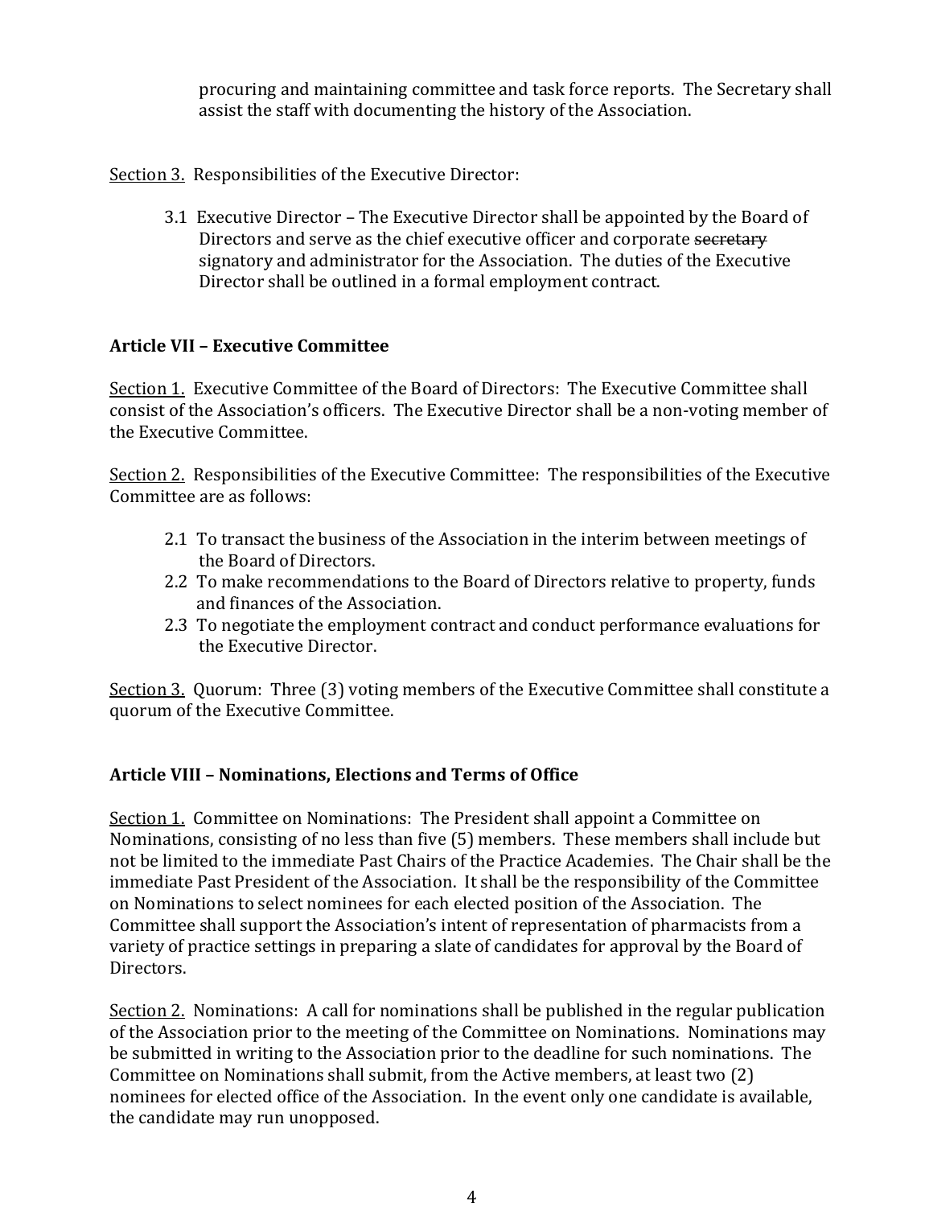procuring and maintaining committee and task force reports. The Secretary shall assist the staff with documenting the history of the Association.

<u>Section 3.</u> Responsibilities of the Executive Director:

3.1 Executive Director – The Executive Director shall be appointed by the Board of Directors and serve as the chief executive officer and corporate ~~secretary~~ signatory and administrator for the Association. The duties of the Executive Director shall be outlined in a formal employment contract.

### Article VII – Executive Committee

<u>Section 1.</u> Executive Committee of the Board of Directors: The Executive Committee shall consist of the Association's officers. The Executive Director shall be a non-voting member of the Executive Committee.

<u>Section 2.</u> Responsibilities of the Executive Committee: The responsibilities of the Executive Committee are as follows:

2.1 To transact the business of the Association in the interim between meetings of the Board of Directors.
2.2 To make recommendations to the Board of Directors relative to property, funds and finances of the Association.
2.3 To negotiate the employment contract and conduct performance evaluations for the Executive Director.

<u>Section 3.</u> Quorum: Three (3) voting members of the Executive Committee shall constitute a quorum of the Executive Committee.

### Article VIII – Nominations, Elections and Terms of Office

<u>Section 1.</u> Committee on Nominations: The President shall appoint a Committee on Nominations, consisting of no less than five (5) members. These members shall include but not be limited to the immediate Past Chairs of the Practice Academies. The Chair shall be the immediate Past President of the Association. It shall be the responsibility of the Committee on Nominations to select nominees for each elected position of the Association. The Committee shall support the Association's intent of representation of pharmacists from a variety of practice settings in preparing a slate of candidates for approval by the Board of Directors.

<u>Section 2.</u> Nominations: A call for nominations shall be published in the regular publication of the Association prior to the meeting of the Committee on Nominations. Nominations may be submitted in writing to the Association prior to the deadline for such nominations. The Committee on Nominations shall submit, from the Active members, at least two (2) nominees for elected office of the Association. In the event only one candidate is available, the candidate may run unopposed.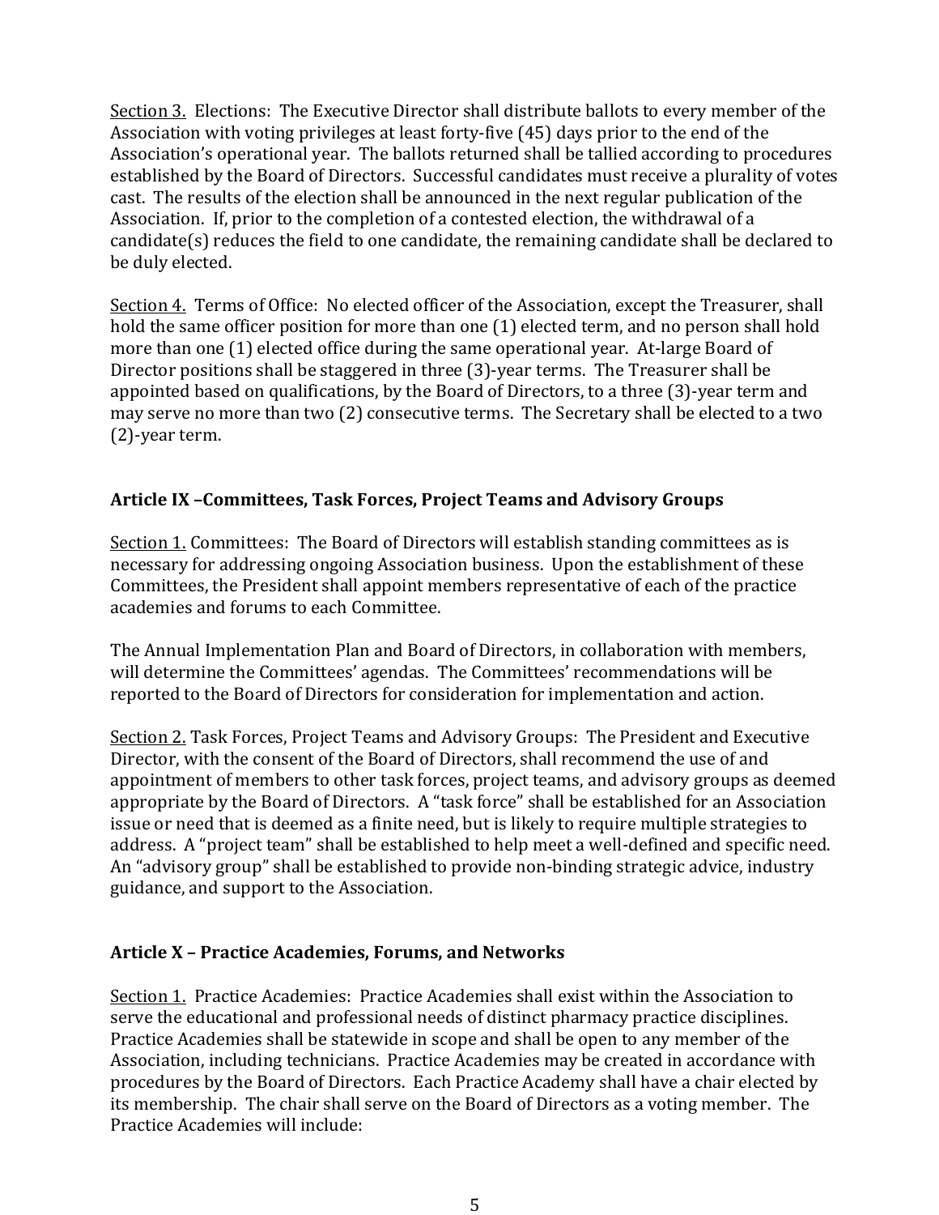Section 3. Elections: The Executive Director shall distribute ballots to every member of the Association with voting privileges at least forty-five (45) days prior to the end of the Association's operational year. The ballots returned shall be tallied according to procedures established by the Board of Directors. Successful candidates must receive a plurality of votes cast. The results of the election shall be announced in the next regular publication of the Association. If, prior to the completion of a contested election, the withdrawal of a candidate(s) reduces the field to one candidate, the remaining candidate shall be declared to be duly elected.

Section 4. Terms of Office: No elected officer of the Association, except the Treasurer, shall hold the same officer position for more than one (1) elected term, and no person shall hold more than one (1) elected office during the same operational year. At-large Board of Director positions shall be staggered in three (3)-year terms. The Treasurer shall be appointed based on qualifications, by the Board of Directors, to a three (3)-year term and may serve no more than two (2) consecutive terms. The Secretary shall be elected to a two (2)-year term.

## Article IX –Committees, Task Forces, Project Teams and Advisory Groups

Section 1. Committees: The Board of Directors will establish standing committees as is necessary for addressing ongoing Association business. Upon the establishment of these Committees, the President shall appoint members representative of each of the practice academies and forums to each Committee.

The Annual Implementation Plan and Board of Directors, in collaboration with members, will determine the Committees' agendas. The Committees' recommendations will be reported to the Board of Directors for consideration for implementation and action.

Section 2. Task Forces, Project Teams and Advisory Groups: The President and Executive Director, with the consent of the Board of Directors, shall recommend the use of and appointment of members to other task forces, project teams, and advisory groups as deemed appropriate by the Board of Directors. A "task force" shall be established for an Association issue or need that is deemed as a finite need, but is likely to require multiple strategies to address. A "project team" shall be established to help meet a well-defined and specific need. An "advisory group" shall be established to provide non-binding strategic advice, industry guidance, and support to the Association.

## Article X – Practice Academies, Forums, and Networks

Section 1. Practice Academies: Practice Academies shall exist within the Association to serve the educational and professional needs of distinct pharmacy practice disciplines. Practice Academies shall be statewide in scope and shall be open to any member of the Association, including technicians. Practice Academies may be created in accordance with procedures by the Board of Directors. Each Practice Academy shall have a chair elected by its membership. The chair shall serve on the Board of Directors as a voting member. The Practice Academies will include: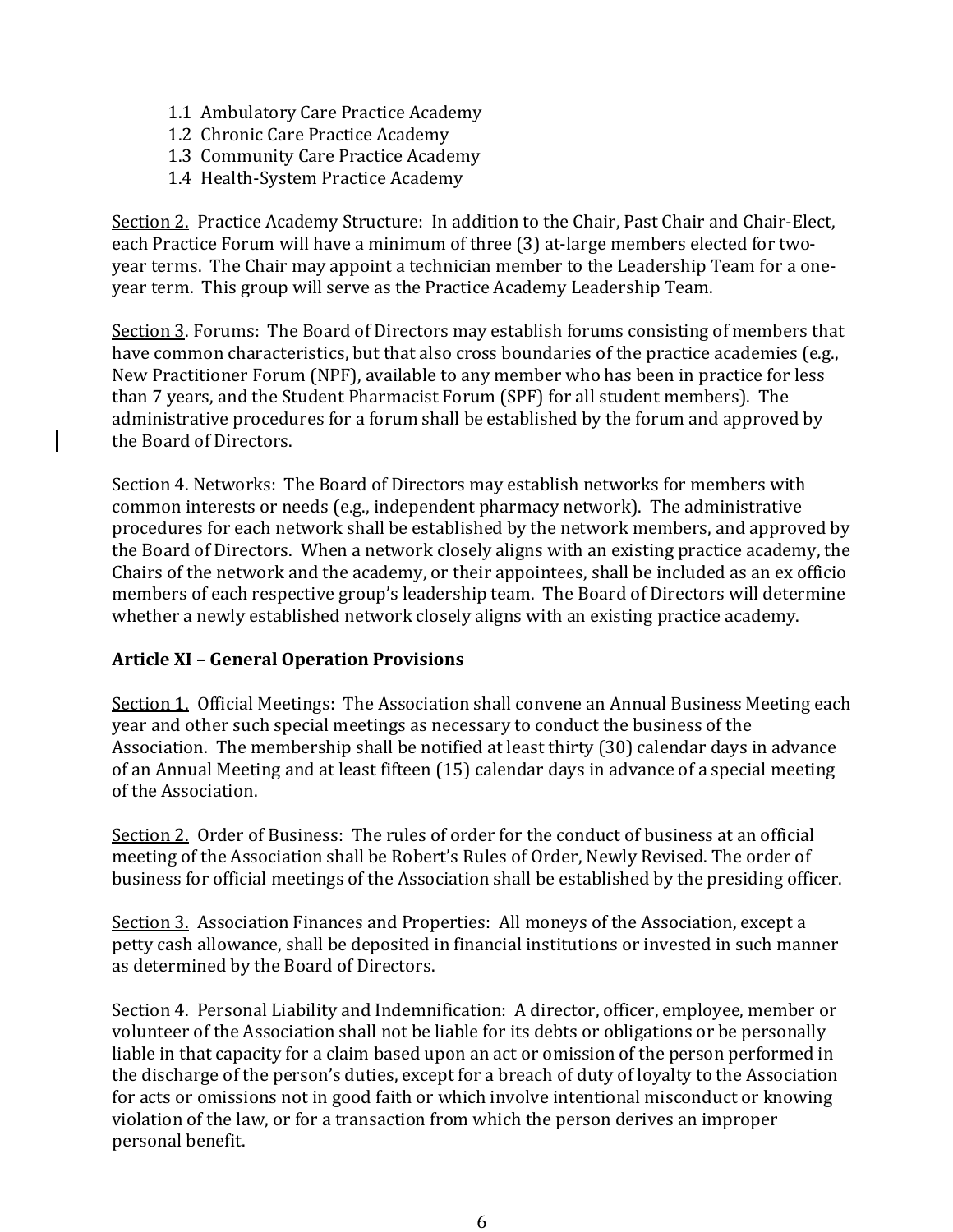1.1 Ambulatory Care Practice Academy
1.2 Chronic Care Practice Academy
1.3 Community Care Practice Academy
1.4 Health-System Practice Academy

Section 2. Practice Academy Structure: In addition to the Chair, Past Chair and Chair-Elect, each Practice Forum will have a minimum of three (3) at-large members elected for two-year terms. The Chair may appoint a technician member to the Leadership Team for a one-year term. This group will serve as the Practice Academy Leadership Team.

Section 3. Forums: The Board of Directors may establish forums consisting of members that have common characteristics, but that also cross boundaries of the practice academies (e.g., New Practitioner Forum (NPF), available to any member who has been in practice for less than 7 years, and the Student Pharmacist Forum (SPF) for all student members). The administrative procedures for a forum shall be established by the forum and approved by the Board of Directors.

Section 4. Networks: The Board of Directors may establish networks for members with common interests or needs (e.g., independent pharmacy network). The administrative procedures for each network shall be established by the network members, and approved by the Board of Directors. When a network closely aligns with an existing practice academy, the Chairs of the network and the academy, or their appointees, shall be included as an ex officio members of each respective group's leadership team. The Board of Directors will determine whether a newly established network closely aligns with an existing practice academy.

## Article XI – General Operation Provisions

Section 1. Official Meetings: The Association shall convene an Annual Business Meeting each year and other such special meetings as necessary to conduct the business of the Association. The membership shall be notified at least thirty (30) calendar days in advance of an Annual Meeting and at least fifteen (15) calendar days in advance of a special meeting of the Association.

Section 2. Order of Business: The rules of order for the conduct of business at an official meeting of the Association shall be Robert's Rules of Order, Newly Revised. The order of business for official meetings of the Association shall be established by the presiding officer.

Section 3. Association Finances and Properties: All moneys of the Association, except a petty cash allowance, shall be deposited in financial institutions or invested in such manner as determined by the Board of Directors.

Section 4. Personal Liability and Indemnification: A director, officer, employee, member or volunteer of the Association shall not be liable for its debts or obligations or be personally liable in that capacity for a claim based upon an act or omission of the person performed in the discharge of the person's duties, except for a breach of duty of loyalty to the Association for acts or omissions not in good faith or which involve intentional misconduct or knowing violation of the law, or for a transaction from which the person derives an improper personal benefit.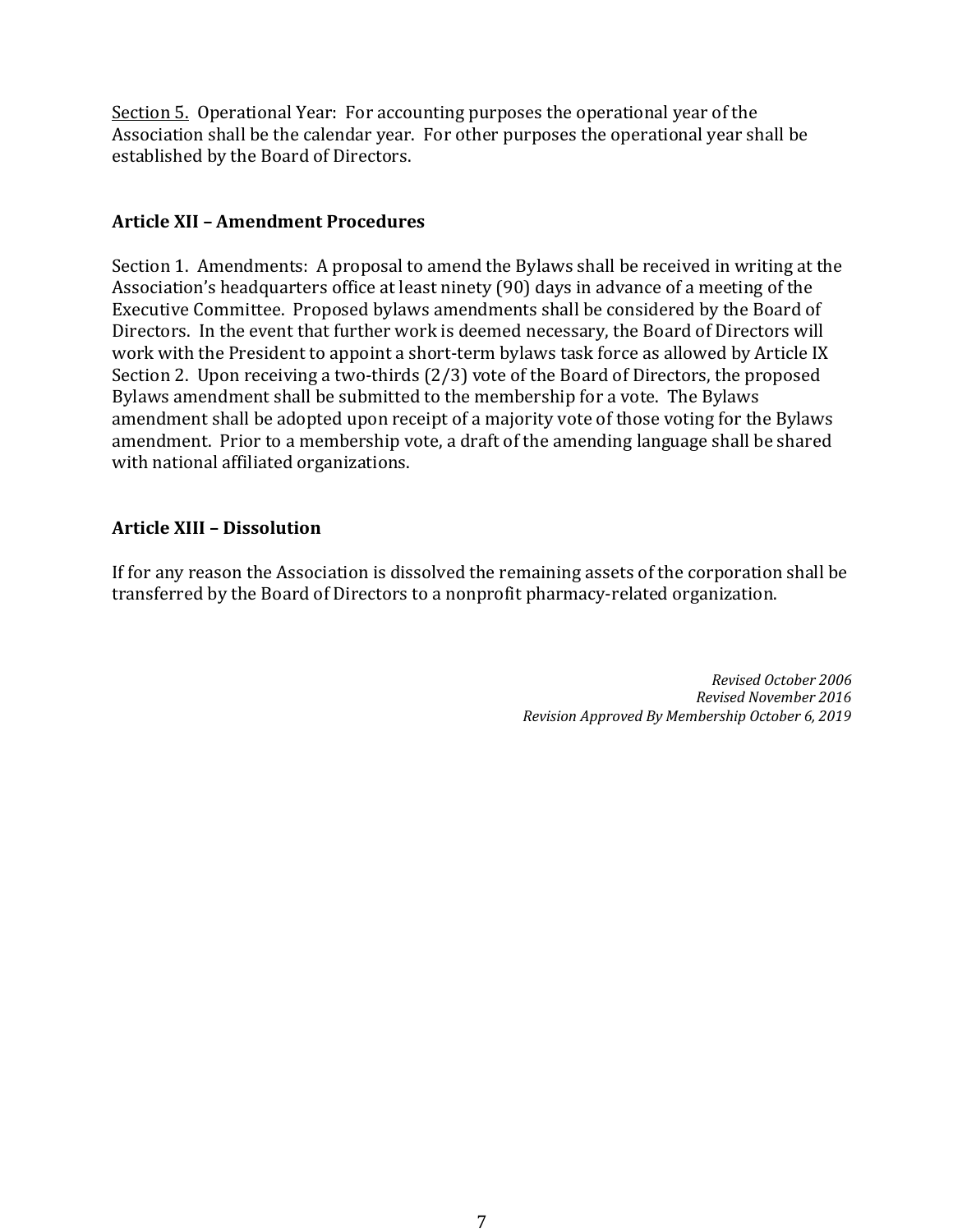Section 5. Operational Year: For accounting purposes the operational year of the Association shall be the calendar year. For other purposes the operational year shall be established by the Board of Directors.

**Article XII – Amendment Procedures**

Section 1. Amendments: A proposal to amend the Bylaws shall be received in writing at the Association's headquarters office at least ninety (90) days in advance of a meeting of the Executive Committee. Proposed bylaws amendments shall be considered by the Board of Directors. In the event that further work is deemed necessary, the Board of Directors will work with the President to appoint a short-term bylaws task force as allowed by Article IX Section 2. Upon receiving a two-thirds (2/3) vote of the Board of Directors, the proposed Bylaws amendment shall be submitted to the membership for a vote. The Bylaws amendment shall be adopted upon receipt of a majority vote of those voting for the Bylaws amendment. Prior to a membership vote, a draft of the amending language shall be shared with national affiliated organizations.

**Article XIII – Dissolution**

If for any reason the Association is dissolved the remaining assets of the corporation shall be transferred by the Board of Directors to a nonprofit pharmacy-related organization.

*Revised October 2006*
*Revised November 2016*
*Revision Approved By Membership October 6, 2019*